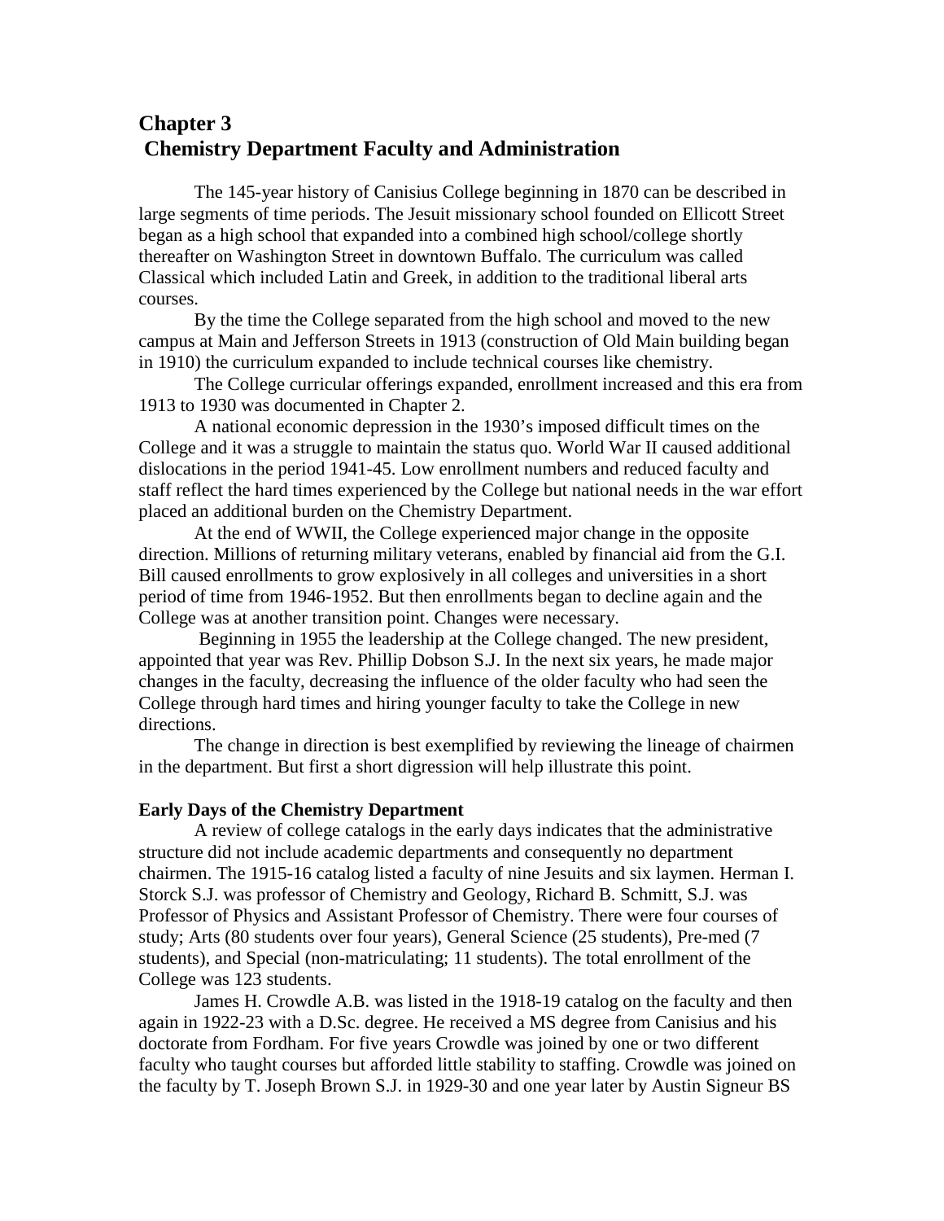# Chapter 3
# Chemistry Department Faculty and Administration

The 145-year history of Canisius College beginning in 1870 can be described in large segments of time periods. The Jesuit missionary school founded on Ellicott Street began as a high school that expanded into a combined high school/college shortly thereafter on Washington Street in downtown Buffalo. The curriculum was called Classical which included Latin and Greek, in addition to the traditional liberal arts courses.

By the time the College separated from the high school and moved to the new campus at Main and Jefferson Streets in 1913 (construction of Old Main building began in 1910) the curriculum expanded to include technical courses like chemistry.

The College curricular offerings expanded, enrollment increased and this era from 1913 to 1930 was documented in Chapter 2.

A national economic depression in the 1930's imposed difficult times on the College and it was a struggle to maintain the status quo. World War II caused additional dislocations in the period 1941-45. Low enrollment numbers and reduced faculty and staff reflect the hard times experienced by the College but national needs in the war effort placed an additional burden on the Chemistry Department.

At the end of WWII, the College experienced major change in the opposite direction. Millions of returning military veterans, enabled by financial aid from the G.I. Bill caused enrollments to grow explosively in all colleges and universities in a short period of time from 1946-1952. But then enrollments began to decline again and the College was at another transition point. Changes were necessary.

Beginning in 1955 the leadership at the College changed. The new president, appointed that year was Rev. Phillip Dobson S.J. In the next six years, he made major changes in the faculty, decreasing the influence of the older faculty who had seen the College through hard times and hiring younger faculty to take the College in new directions.

The change in direction is best exemplified by reviewing the lineage of chairmen in the department. But first a short digression will help illustrate this point.

**Early Days of the Chemistry Department**

A review of college catalogs in the early days indicates that the administrative structure did not include academic departments and consequently no department chairmen. The 1915-16 catalog listed a faculty of nine Jesuits and six laymen. Herman I. Storck S.J. was professor of Chemistry and Geology, Richard B. Schmitt, S.J. was Professor of Physics and Assistant Professor of Chemistry. There were four courses of study; Arts (80 students over four years), General Science (25 students), Pre-med (7 students), and Special (non-matriculating; 11 students). The total enrollment of the College was 123 students.

James H. Crowdle A.B. was listed in the 1918-19 catalog on the faculty and then again in 1922-23 with a D.Sc. degree. He received a MS degree from Canisius and his doctorate from Fordham. For five years Crowdle was joined by one or two different faculty who taught courses but afforded little stability to staffing. Crowdle was joined on the faculty by T. Joseph Brown S.J. in 1929-30 and one year later by Austin Signeur BS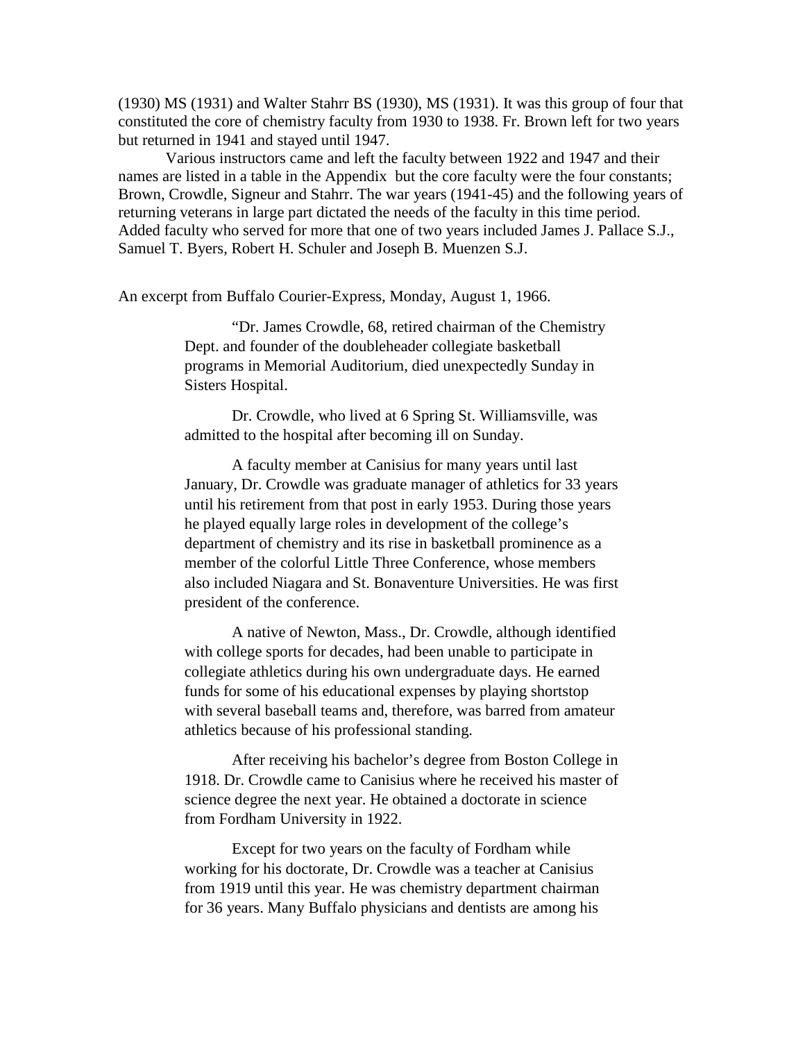(1930) MS (1931) and Walter Stahrr BS (1930), MS (1931). It was this group of four that constituted the core of chemistry faculty from 1930 to 1938. Fr. Brown left for two years but returned in 1941 and stayed until 1947.

Various instructors came and left the faculty between 1922 and 1947 and their names are listed in a table in the Appendix but the core faculty were the four constants; Brown, Crowdle, Signeur and Stahrr. The war years (1941-45) and the following years of returning veterans in large part dictated the needs of the faculty in this time period. Added faculty who served for more that one of two years included James J. Pallace S.J., Samuel T. Byers, Robert H. Schuler and Joseph B. Muenzen S.J.

An excerpt from Buffalo Courier-Express, Monday, August 1, 1966.

> "Dr. James Crowdle, 68, retired chairman of the Chemistry Dept. and founder of the doubleheader collegiate basketball programs in Memorial Auditorium, died unexpectedly Sunday in Sisters Hospital.
>
> Dr. Crowdle, who lived at 6 Spring St. Williamsville, was admitted to the hospital after becoming ill on Sunday.
>
> A faculty member at Canisius for many years until last January, Dr. Crowdle was graduate manager of athletics for 33 years until his retirement from that post in early 1953. During those years he played equally large roles in development of the college's department of chemistry and its rise in basketball prominence as a member of the colorful Little Three Conference, whose members also included Niagara and St. Bonaventure Universities. He was first president of the conference.
>
> A native of Newton, Mass., Dr. Crowdle, although identified with college sports for decades, had been unable to participate in collegiate athletics during his own undergraduate days. He earned funds for some of his educational expenses by playing shortstop with several baseball teams and, therefore, was barred from amateur athletics because of his professional standing.
>
> After receiving his bachelor's degree from Boston College in 1918. Dr. Crowdle came to Canisius where he received his master of science degree the next year. He obtained a doctorate in science from Fordham University in 1922.
>
> Except for two years on the faculty of Fordham while working for his doctorate, Dr. Crowdle was a teacher at Canisius from 1919 until this year. He was chemistry department chairman for 36 years. Many Buffalo physicians and dentists are among his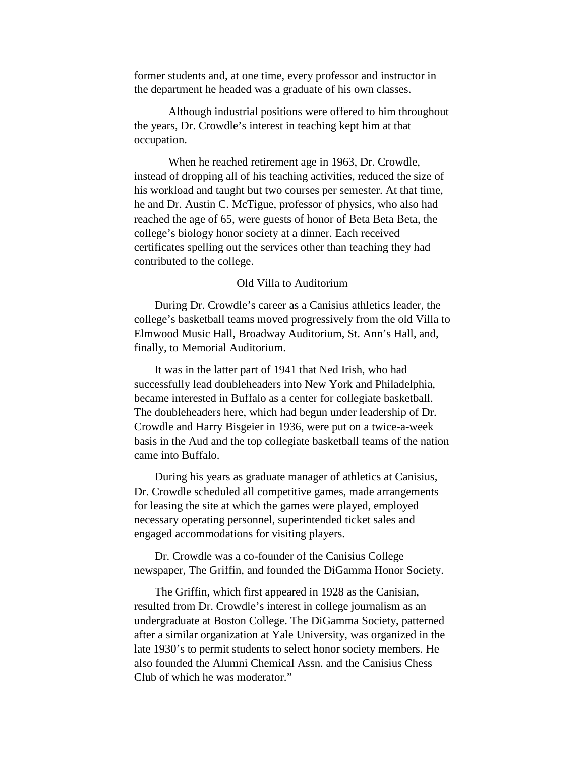former students and, at one time, every professor and instructor in the department he headed was a graduate of his own classes.

Although industrial positions were offered to him throughout the years, Dr. Crowdle's interest in teaching kept him at that occupation.

When he reached retirement age in 1963, Dr. Crowdle, instead of dropping all of his teaching activities, reduced the size of his workload and taught but two courses per semester. At that time, he and Dr. Austin C. McTigue, professor of physics, who also had reached the age of 65, were guests of honor of Beta Beta Beta, the college's biology honor society at a dinner. Each received certificates spelling out the services other than teaching they had contributed to the college.

### Old Villa to Auditorium

During Dr. Crowdle's career as a Canisius athletics leader, the college's basketball teams moved progressively from the old Villa to Elmwood Music Hall, Broadway Auditorium, St. Ann's Hall, and, finally, to Memorial Auditorium.

It was in the latter part of 1941 that Ned Irish, who had successfully lead doubleheaders into New York and Philadelphia, became interested in Buffalo as a center for collegiate basketball. The doubleheaders here, which had begun under leadership of Dr. Crowdle and Harry Bisgeier in 1936, were put on a twice-a-week basis in the Aud and the top collegiate basketball teams of the nation came into Buffalo.

During his years as graduate manager of athletics at Canisius, Dr. Crowdle scheduled all competitive games, made arrangements for leasing the site at which the games were played, employed necessary operating personnel, superintended ticket sales and engaged accommodations for visiting players.

Dr. Crowdle was a co-founder of the Canisius College newspaper, The Griffin, and founded the DiGamma Honor Society.

The Griffin, which first appeared in 1928 as the Canisian, resulted from Dr. Crowdle's interest in college journalism as an undergraduate at Boston College. The DiGamma Society, patterned after a similar organization at Yale University, was organized in the late 1930's to permit students to select honor society members. He also founded the Alumni Chemical Assn. and the Canisius Chess Club of which he was moderator."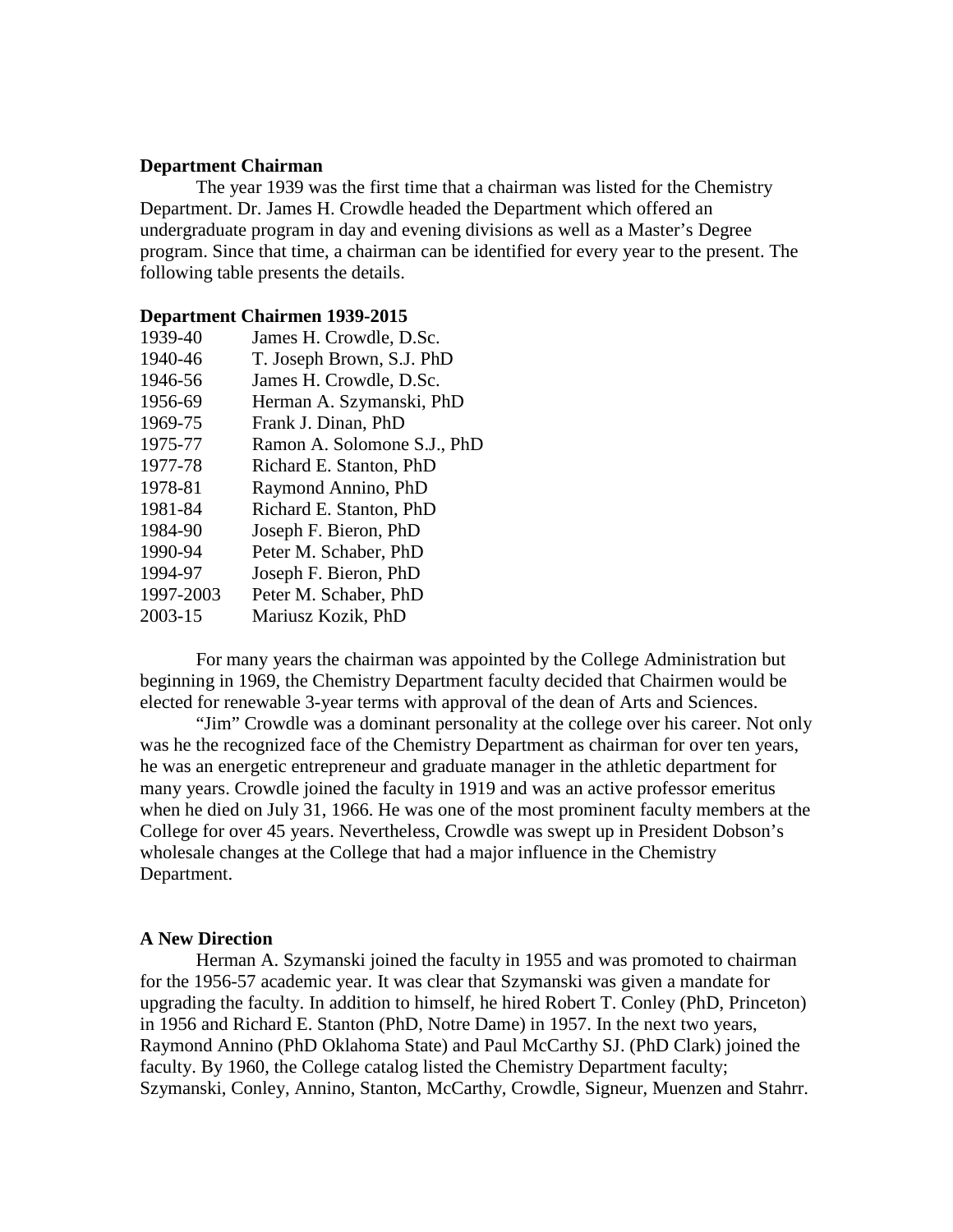**Department Chairman**

The year 1939 was the first time that a chairman was listed for the Chemistry Department. Dr. James H. Crowdle headed the Department which offered an undergraduate program in day and evening divisions as well as a Master's Degree program. Since that time, a chairman can be identified for every year to the present. The following table presents the details.

**Department Chairmen 1939-2015**

| | |
|---|---|
| 1939-40 | James H. Crowdle, D.Sc. |
| 1940-46 | T. Joseph Brown, S.J. PhD |
| 1946-56 | James H. Crowdle, D.Sc. |
| 1956-69 | Herman A. Szymanski, PhD |
| 1969-75 | Frank J. Dinan, PhD |
| 1975-77 | Ramon A. Solomone S.J., PhD |
| 1977-78 | Richard E. Stanton, PhD |
| 1978-81 | Raymond Annino, PhD |
| 1981-84 | Richard E. Stanton, PhD |
| 1984-90 | Joseph F. Bieron, PhD |
| 1990-94 | Peter M. Schaber, PhD |
| 1994-97 | Joseph F. Bieron, PhD |
| 1997-2003 | Peter M. Schaber, PhD |
| 2003-15 | Mariusz Kozik, PhD |

For many years the chairman was appointed by the College Administration but beginning in 1969, the Chemistry Department faculty decided that Chairmen would be elected for renewable 3-year terms with approval of the dean of Arts and Sciences.

"Jim" Crowdle was a dominant personality at the college over his career. Not only was he the recognized face of the Chemistry Department as chairman for over ten years, he was an energetic entrepreneur and graduate manager in the athletic department for many years. Crowdle joined the faculty in 1919 and was an active professor emeritus when he died on July 31, 1966. He was one of the most prominent faculty members at the College for over 45 years. Nevertheless, Crowdle was swept up in President Dobson's wholesale changes at the College that had a major influence in the Chemistry Department.

**A New Direction**

Herman A. Szymanski joined the faculty in 1955 and was promoted to chairman for the 1956-57 academic year. It was clear that Szymanski was given a mandate for upgrading the faculty. In addition to himself, he hired Robert T. Conley (PhD, Princeton) in 1956 and Richard E. Stanton (PhD, Notre Dame) in 1957. In the next two years, Raymond Annino (PhD Oklahoma State) and Paul McCarthy SJ. (PhD Clark) joined the faculty. By 1960, the College catalog listed the Chemistry Department faculty; Szymanski, Conley, Annino, Stanton, McCarthy, Crowdle, Signeur, Muenzen and Stahrr.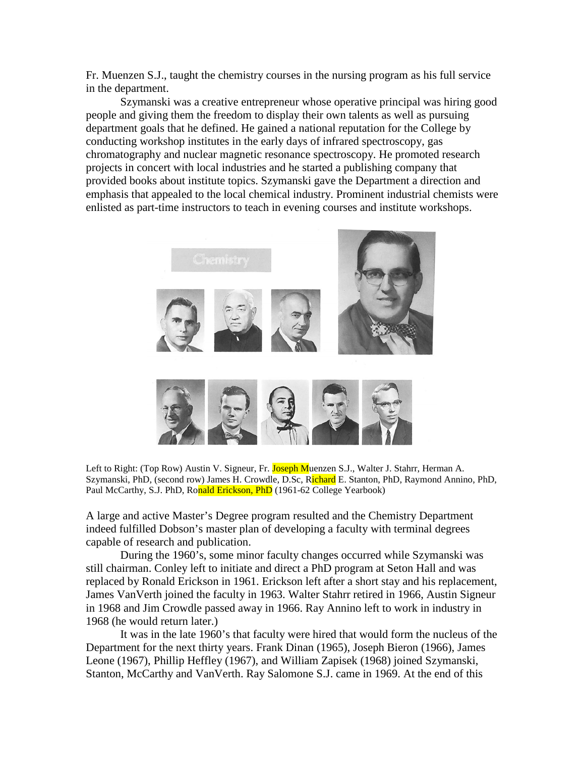Fr. Muenzen S.J., taught the chemistry courses in the nursing program as his full service in the department.

Szymanski was a creative entrepreneur whose operative principal was hiring good people and giving them the freedom to display their own talents as well as pursuing department goals that he defined. He gained a national reputation for the College by conducting workshop institutes in the early days of infrared spectroscopy, gas chromatography and nuclear magnetic resonance spectroscopy. He promoted research projects in concert with local industries and he started a publishing company that provided books about institute topics. Szymanski gave the Department a direction and emphasis that appealed to the local chemical industry. Prominent industrial chemists were enlisted as part-time instructors to teach in evening courses and institute workshops.

Left to Right: (Top Row) Austin V. Signeur, Fr. Joseph Muenzen S.J., Walter J. Stahrr, Herman A. Szymanski, PhD, (second row) James H. Crowdle, D.Sc, Richard E. Stanton, PhD, Raymond Annino, PhD, Paul McCarthy, S.J. PhD, Ronald Erickson, PhD (1961-62 College Yearbook)

A large and active Master's Degree program resulted and the Chemistry Department indeed fulfilled Dobson's master plan of developing a faculty with terminal degrees capable of research and publication.

During the 1960's, some minor faculty changes occurred while Szymanski was still chairman. Conley left to initiate and direct a PhD program at Seton Hall and was replaced by Ronald Erickson in 1961. Erickson left after a short stay and his replacement, James VanVerth joined the faculty in 1963. Walter Stahrr retired in 1966, Austin Signeur in 1968 and Jim Crowdle passed away in 1966. Ray Annino left to work in industry in 1968 (he would return later.)

It was in the late 1960's that faculty were hired that would form the nucleus of the Department for the next thirty years. Frank Dinan (1965), Joseph Bieron (1966), James Leone (1967), Phillip Heffley (1967), and William Zapisek (1968) joined Szymanski, Stanton, McCarthy and VanVerth. Ray Salomone S.J. came in 1969. At the end of this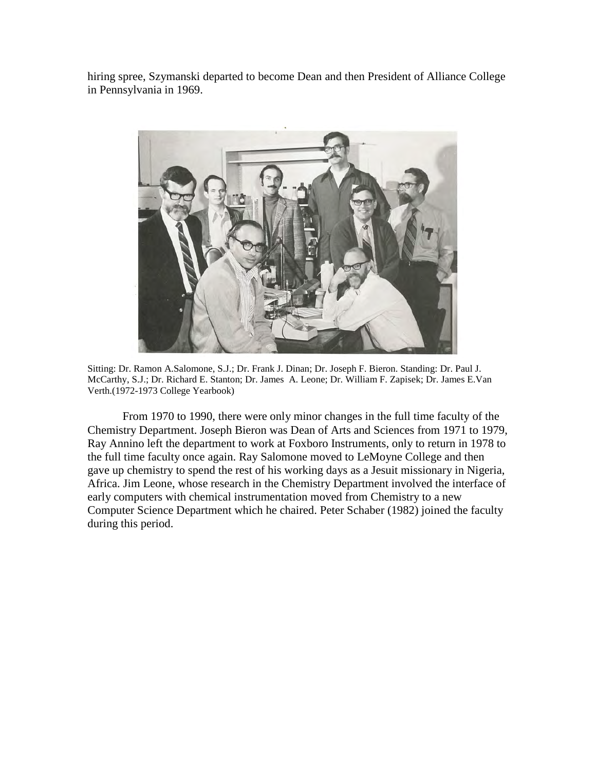hiring spree, Szymanski departed to become Dean and then President of Alliance College in Pennsylvania in 1969.

Sitting: Dr. Ramon A.Salomone, S.J.; Dr. Frank J. Dinan; Dr. Joseph F. Bieron. Standing: Dr. Paul J. McCarthy, S.J.; Dr. Richard E. Stanton; Dr. James A. Leone; Dr. William F. Zapisek; Dr. James E.Van Verth.(1972-1973 College Yearbook)

From 1970 to 1990, there were only minor changes in the full time faculty of the Chemistry Department. Joseph Bieron was Dean of Arts and Sciences from 1971 to 1979, Ray Annino left the department to work at Foxboro Instruments, only to return in 1978 to the full time faculty once again. Ray Salomone moved to LeMoyne College and then gave up chemistry to spend the rest of his working days as a Jesuit missionary in Nigeria, Africa. Jim Leone, whose research in the Chemistry Department involved the interface of early computers with chemical instrumentation moved from Chemistry to a new Computer Science Department which he chaired. Peter Schaber (1982) joined the faculty during this period.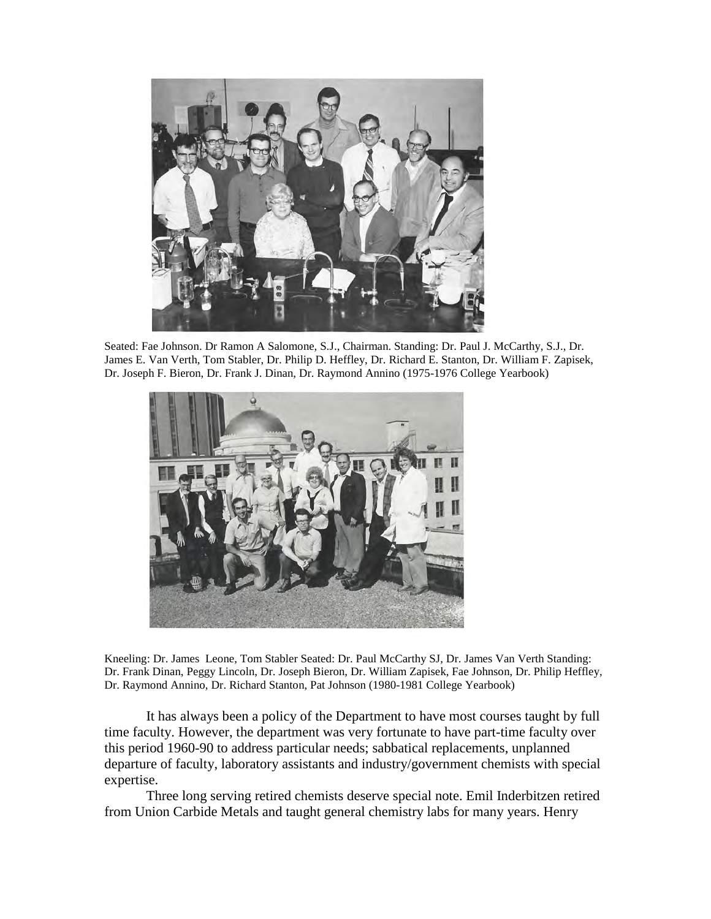Seated: Fae Johnson. Dr Ramon A Salomone, S.J., Chairman. Standing: Dr. Paul J. McCarthy, S.J., Dr. James E. Van Verth, Tom Stabler, Dr. Philip D. Heffley, Dr. Richard E. Stanton, Dr. William F. Zapisek, Dr. Joseph F. Bieron, Dr. Frank J. Dinan, Dr. Raymond Annino (1975-1976 College Yearbook)

Kneeling: Dr. James Leone, Tom Stabler Seated: Dr. Paul McCarthy SJ, Dr. James Van Verth Standing: Dr. Frank Dinan, Peggy Lincoln, Dr. Joseph Bieron, Dr. William Zapisek, Fae Johnson, Dr. Philip Heffley, Dr. Raymond Annino, Dr. Richard Stanton, Pat Johnson (1980-1981 College Yearbook)

It has always been a policy of the Department to have most courses taught by full time faculty. However, the department was very fortunate to have part-time faculty over this period 1960-90 to address particular needs; sabbatical replacements, unplanned departure of faculty, laboratory assistants and industry/government chemists with special expertise.

Three long serving retired chemists deserve special note. Emil Inderbitzen retired from Union Carbide Metals and taught general chemistry labs for many years. Henry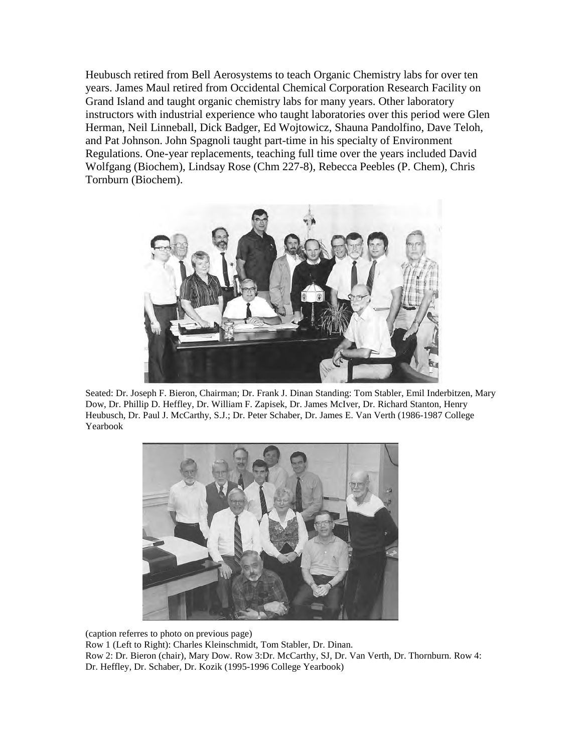Heubusch retired from Bell Aerosystems to teach Organic Chemistry labs for over ten years. James Maul retired from Occidental Chemical Corporation Research Facility on Grand Island and taught organic chemistry labs for many years. Other laboratory instructors with industrial experience who taught laboratories over this period were Glen Herman, Neil Linneball, Dick Badger, Ed Wojtowicz, Shauna Pandolfino, Dave Teloh, and Pat Johnson. John Spagnoli taught part-time in his specialty of Environment Regulations. One-year replacements, teaching full time over the years included David Wolfgang (Biochem), Lindsay Rose (Chm 227-8), Rebecca Peebles (P. Chem), Chris Tornburn (Biochem).

Seated: Dr. Joseph F. Bieron, Chairman; Dr. Frank J. Dinan Standing: Tom Stabler, Emil Inderbitzen, Mary Dow, Dr. Phillip D. Heffley, Dr. William F. Zapisek, Dr. James McIver, Dr. Richard Stanton, Henry Heubusch, Dr. Paul J. McCarthy, S.J.; Dr. Peter Schaber, Dr. James E. Van Verth (1986-1987 College Yearbook

(caption referres to photo on previous page)
Row 1 (Left to Right): Charles Kleinschmidt, Tom Stabler, Dr. Dinan.
Row 2: Dr. Bieron (chair), Mary Dow. Row 3:Dr. McCarthy, SJ, Dr. Van Verth, Dr. Thornburn. Row 4: Dr. Heffley, Dr. Schaber, Dr. Kozik (1995-1996 College Yearbook)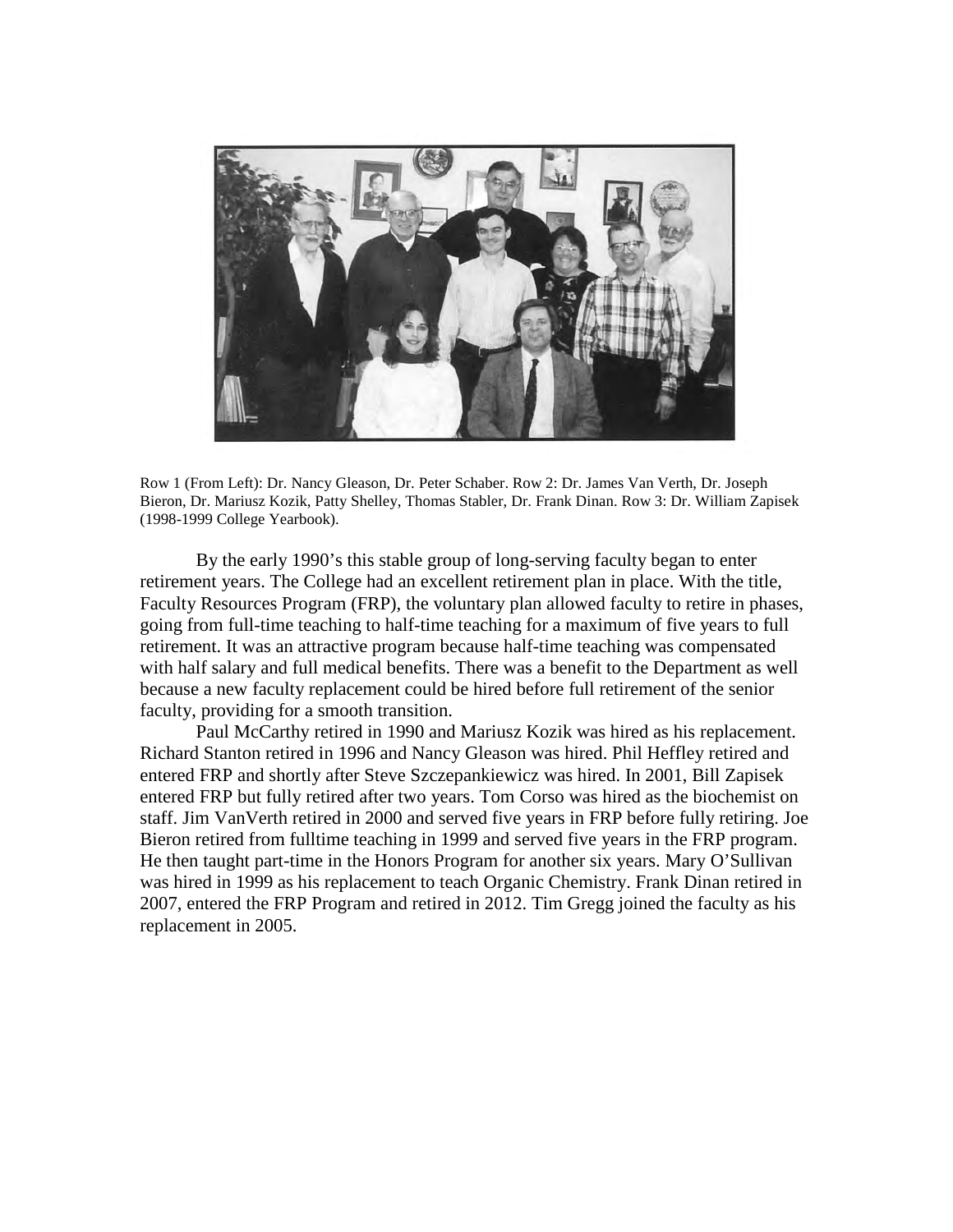Row 1 (From Left): Dr. Nancy Gleason, Dr. Peter Schaber. Row 2: Dr. James Van Verth, Dr. Joseph Bieron, Dr. Mariusz Kozik, Patty Shelley, Thomas Stabler, Dr. Frank Dinan. Row 3: Dr. William Zapisek (1998-1999 College Yearbook).

By the early 1990's this stable group of long-serving faculty began to enter retirement years. The College had an excellent retirement plan in place. With the title, Faculty Resources Program (FRP), the voluntary plan allowed faculty to retire in phases, going from full-time teaching to half-time teaching for a maximum of five years to full retirement. It was an attractive program because half-time teaching was compensated with half salary and full medical benefits. There was a benefit to the Department as well because a new faculty replacement could be hired before full retirement of the senior faculty, providing for a smooth transition.

Paul McCarthy retired in 1990 and Mariusz Kozik was hired as his replacement. Richard Stanton retired in 1996 and Nancy Gleason was hired. Phil Heffley retired and entered FRP and shortly after Steve Szczepankiewicz was hired. In 2001, Bill Zapisek entered FRP but fully retired after two years. Tom Corso was hired as the biochemist on staff. Jim VanVerth retired in 2000 and served five years in FRP before fully retiring. Joe Bieron retired from fulltime teaching in 1999 and served five years in the FRP program. He then taught part-time in the Honors Program for another six years. Mary O'Sullivan was hired in 1999 as his replacement to teach Organic Chemistry. Frank Dinan retired in 2007, entered the FRP Program and retired in 2012. Tim Gregg joined the faculty as his replacement in 2005.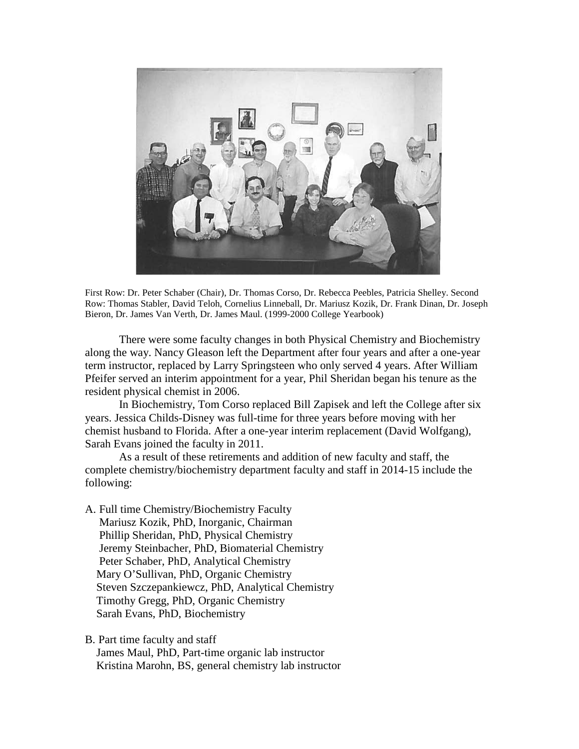First Row: Dr. Peter Schaber (Chair), Dr. Thomas Corso, Dr. Rebecca Peebles, Patricia Shelley. Second Row: Thomas Stabler, David Teloh, Cornelius Linneball, Dr. Mariusz Kozik, Dr. Frank Dinan, Dr. Joseph Bieron, Dr. James Van Verth, Dr. James Maul. (1999-2000 College Yearbook)

There were some faculty changes in both Physical Chemistry and Biochemistry along the way. Nancy Gleason left the Department after four years and after a one-year term instructor, replaced by Larry Springsteen who only served 4 years. After William Pfeifer served an interim appointment for a year, Phil Sheridan began his tenure as the resident physical chemist in 2006.

In Biochemistry, Tom Corso replaced Bill Zapisek and left the College after six years. Jessica Childs-Disney was full-time for three years before moving with her chemist husband to Florida. After a one-year interim replacement (David Wolfgang), Sarah Evans joined the faculty in 2011.

As a result of these retirements and addition of new faculty and staff, the complete chemistry/biochemistry department faculty and staff in 2014-15 include the following:

A. Full time Chemistry/Biochemistry Faculty
   - Mariusz Kozik, PhD, Inorganic, Chairman
   - Phillip Sheridan, PhD, Physical Chemistry
   - Jeremy Steinbacher, PhD, Biomaterial Chemistry
   - Peter Schaber, PhD, Analytical Chemistry
   - Mary O'Sullivan, PhD, Organic Chemistry
   - Steven Szczepankiewcz, PhD, Analytical Chemistry
   - Timothy Gregg, PhD, Organic Chemistry
   - Sarah Evans, PhD, Biochemistry

B. Part time faculty and staff
   - James Maul, PhD, Part-time organic lab instructor
   - Kristina Marohn, BS, general chemistry lab instructor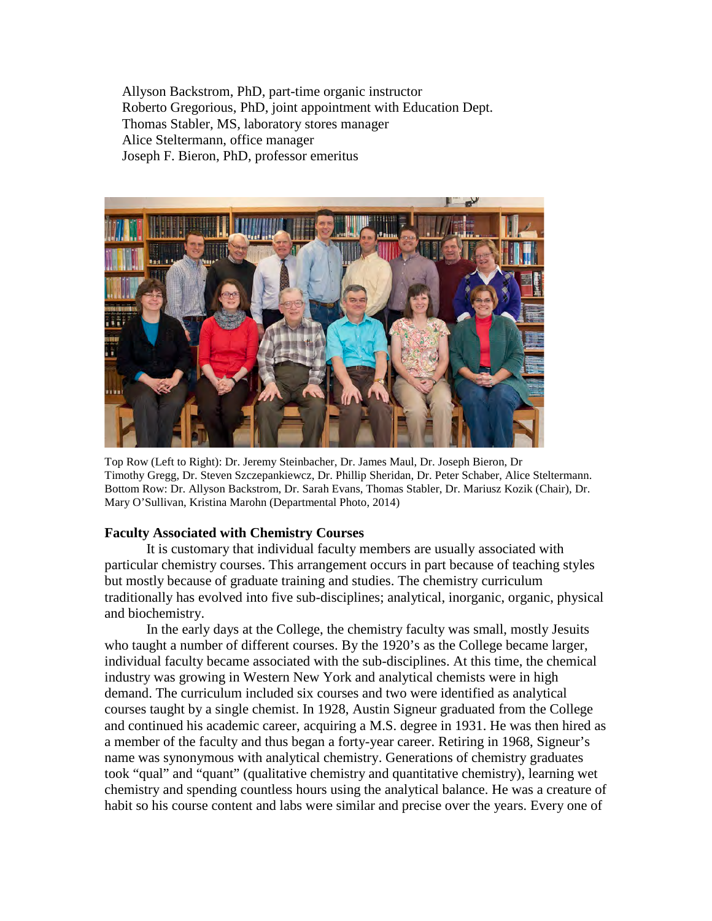Allyson Backstrom, PhD, part-time organic instructor
Roberto Gregorious, PhD, joint appointment with Education Dept.
Thomas Stabler, MS, laboratory stores manager
Alice Steltermann, office manager
Joseph F. Bieron, PhD, professor emeritus

Top Row (Left to Right): Dr. Jeremy Steinbacher, Dr. James Maul, Dr. Joseph Bieron, Dr Timothy Gregg, Dr. Steven Szczepankiewcz, Dr. Phillip Sheridan, Dr. Peter Schaber, Alice Steltermann. Bottom Row: Dr. Allyson Backstrom, Dr. Sarah Evans, Thomas Stabler, Dr. Mariusz Kozik (Chair), Dr. Mary O'Sullivan, Kristina Marohn (Departmental Photo, 2014)

**Faculty Associated with Chemistry Courses**

It is customary that individual faculty members are usually associated with particular chemistry courses. This arrangement occurs in part because of teaching styles but mostly because of graduate training and studies. The chemistry curriculum traditionally has evolved into five sub-disciplines; analytical, inorganic, organic, physical and biochemistry.

In the early days at the College, the chemistry faculty was small, mostly Jesuits who taught a number of different courses. By the 1920's as the College became larger, individual faculty became associated with the sub-disciplines. At this time, the chemical industry was growing in Western New York and analytical chemists were in high demand. The curriculum included six courses and two were identified as analytical courses taught by a single chemist. In 1928, Austin Signeur graduated from the College and continued his academic career, acquiring a M.S. degree in 1931. He was then hired as a member of the faculty and thus began a forty-year career. Retiring in 1968, Signeur's name was synonymous with analytical chemistry. Generations of chemistry graduates took "qual" and "quant" (qualitative chemistry and quantitative chemistry), learning wet chemistry and spending countless hours using the analytical balance. He was a creature of habit so his course content and labs were similar and precise over the years. Every one of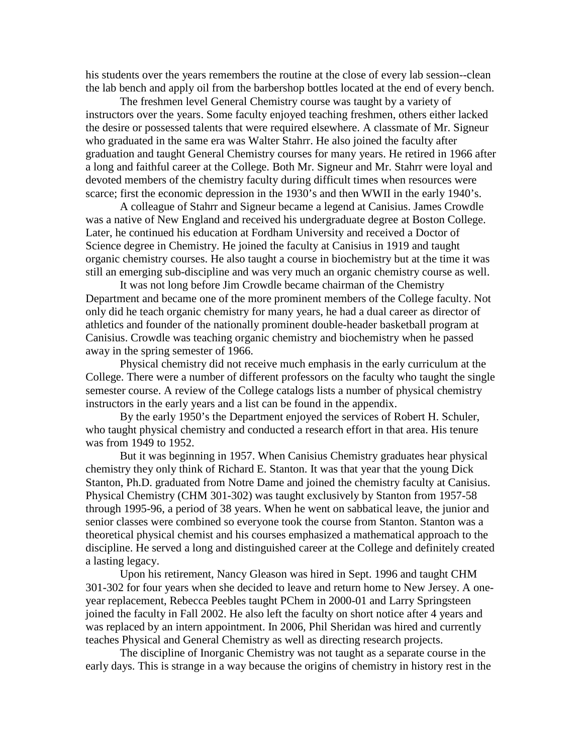his students over the years remembers the routine at the close of every lab session--clean the lab bench and apply oil from the barbershop bottles located at the end of every bench.

The freshmen level General Chemistry course was taught by a variety of instructors over the years. Some faculty enjoyed teaching freshmen, others either lacked the desire or possessed talents that were required elsewhere. A classmate of Mr. Signeur who graduated in the same era was Walter Stahrr. He also joined the faculty after graduation and taught General Chemistry courses for many years. He retired in 1966 after a long and faithful career at the College. Both Mr. Signeur and Mr. Stahrr were loyal and devoted members of the chemistry faculty during difficult times when resources were scarce; first the economic depression in the 1930's and then WWII in the early 1940's.

A colleague of Stahrr and Signeur became a legend at Canisius. James Crowdle was a native of New England and received his undergraduate degree at Boston College. Later, he continued his education at Fordham University and received a Doctor of Science degree in Chemistry. He joined the faculty at Canisius in 1919 and taught organic chemistry courses. He also taught a course in biochemistry but at the time it was still an emerging sub-discipline and was very much an organic chemistry course as well.

It was not long before Jim Crowdle became chairman of the Chemistry Department and became one of the more prominent members of the College faculty. Not only did he teach organic chemistry for many years, he had a dual career as director of athletics and founder of the nationally prominent double-header basketball program at Canisius. Crowdle was teaching organic chemistry and biochemistry when he passed away in the spring semester of 1966.

Physical chemistry did not receive much emphasis in the early curriculum at the College. There were a number of different professors on the faculty who taught the single semester course. A review of the College catalogs lists a number of physical chemistry instructors in the early years and a list can be found in the appendix.

By the early 1950's the Department enjoyed the services of Robert H. Schuler, who taught physical chemistry and conducted a research effort in that area. His tenure was from 1949 to 1952.

But it was beginning in 1957. When Canisius Chemistry graduates hear physical chemistry they only think of Richard E. Stanton. It was that year that the young Dick Stanton, Ph.D. graduated from Notre Dame and joined the chemistry faculty at Canisius. Physical Chemistry (CHM 301-302) was taught exclusively by Stanton from 1957-58 through 1995-96, a period of 38 years. When he went on sabbatical leave, the junior and senior classes were combined so everyone took the course from Stanton. Stanton was a theoretical physical chemist and his courses emphasized a mathematical approach to the discipline. He served a long and distinguished career at the College and definitely created a lasting legacy.

Upon his retirement, Nancy Gleason was hired in Sept. 1996 and taught CHM 301-302 for four years when she decided to leave and return home to New Jersey. A one-year replacement, Rebecca Peebles taught PChem in 2000-01 and Larry Springsteen joined the faculty in Fall 2002. He also left the faculty on short notice after 4 years and was replaced by an intern appointment. In 2006, Phil Sheridan was hired and currently teaches Physical and General Chemistry as well as directing research projects.

The discipline of Inorganic Chemistry was not taught as a separate course in the early days. This is strange in a way because the origins of chemistry in history rest in the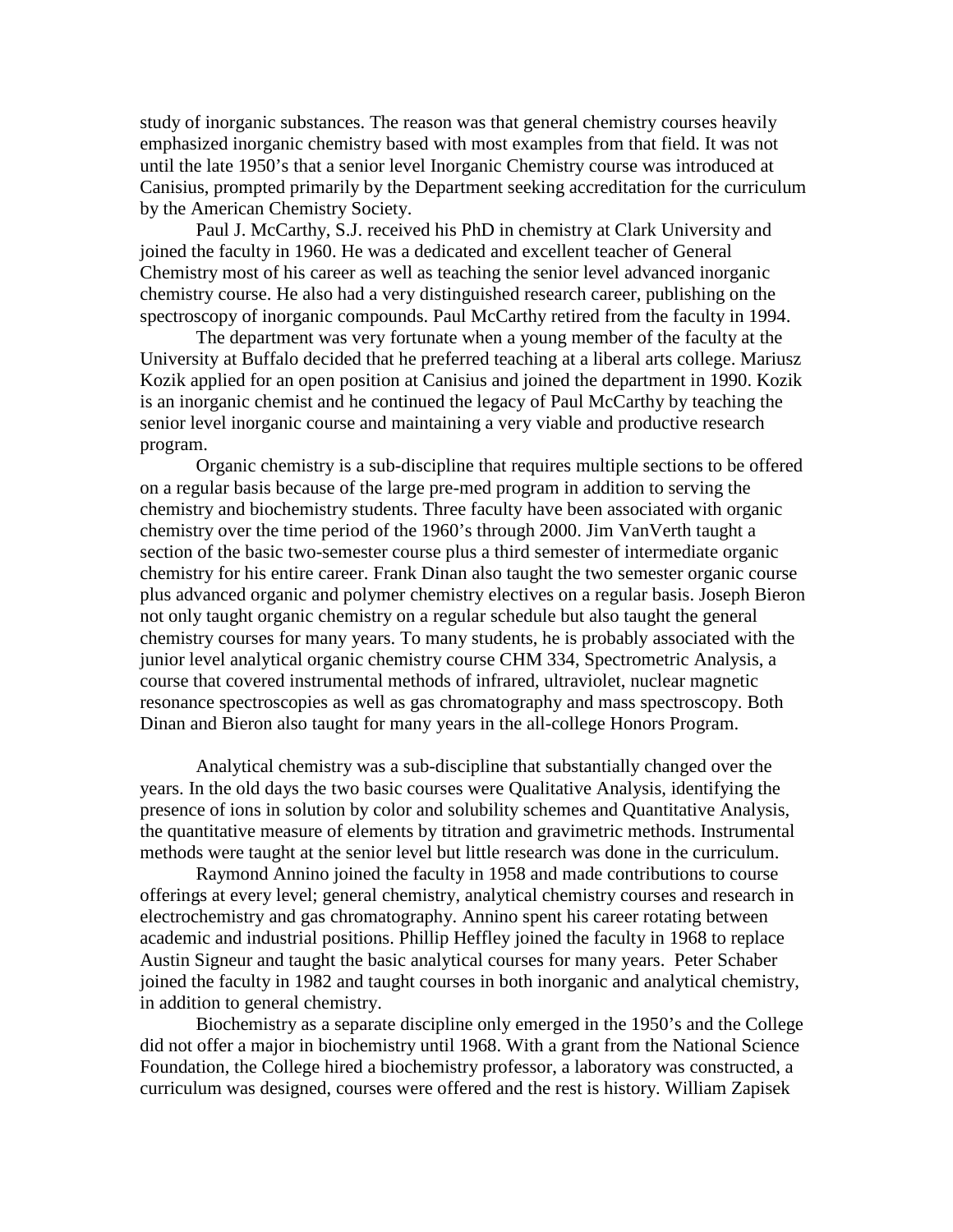study of inorganic substances. The reason was that general chemistry courses heavily emphasized inorganic chemistry based with most examples from that field. It was not until the late 1950's that a senior level Inorganic Chemistry course was introduced at Canisius, prompted primarily by the Department seeking accreditation for the curriculum by the American Chemistry Society.

Paul J. McCarthy, S.J. received his PhD in chemistry at Clark University and joined the faculty in 1960. He was a dedicated and excellent teacher of General Chemistry most of his career as well as teaching the senior level advanced inorganic chemistry course. He also had a very distinguished research career, publishing on the spectroscopy of inorganic compounds. Paul McCarthy retired from the faculty in 1994.

The department was very fortunate when a young member of the faculty at the University at Buffalo decided that he preferred teaching at a liberal arts college. Mariusz Kozik applied for an open position at Canisius and joined the department in 1990. Kozik is an inorganic chemist and he continued the legacy of Paul McCarthy by teaching the senior level inorganic course and maintaining a very viable and productive research program.

Organic chemistry is a sub-discipline that requires multiple sections to be offered on a regular basis because of the large pre-med program in addition to serving the chemistry and biochemistry students. Three faculty have been associated with organic chemistry over the time period of the 1960's through 2000. Jim VanVerth taught a section of the basic two-semester course plus a third semester of intermediate organic chemistry for his entire career. Frank Dinan also taught the two semester organic course plus advanced organic and polymer chemistry electives on a regular basis. Joseph Bieron not only taught organic chemistry on a regular schedule but also taught the general chemistry courses for many years. To many students, he is probably associated with the junior level analytical organic chemistry course CHM 334, Spectrometric Analysis, a course that covered instrumental methods of infrared, ultraviolet, nuclear magnetic resonance spectroscopies as well as gas chromatography and mass spectroscopy. Both Dinan and Bieron also taught for many years in the all-college Honors Program.

Analytical chemistry was a sub-discipline that substantially changed over the years. In the old days the two basic courses were Qualitative Analysis, identifying the presence of ions in solution by color and solubility schemes and Quantitative Analysis, the quantitative measure of elements by titration and gravimetric methods. Instrumental methods were taught at the senior level but little research was done in the curriculum.

Raymond Annino joined the faculty in 1958 and made contributions to course offerings at every level; general chemistry, analytical chemistry courses and research in electrochemistry and gas chromatography. Annino spent his career rotating between academic and industrial positions. Phillip Heffley joined the faculty in 1968 to replace Austin Signeur and taught the basic analytical courses for many years. Peter Schaber joined the faculty in 1982 and taught courses in both inorganic and analytical chemistry, in addition to general chemistry.

Biochemistry as a separate discipline only emerged in the 1950's and the College did not offer a major in biochemistry until 1968. With a grant from the National Science Foundation, the College hired a biochemistry professor, a laboratory was constructed, a curriculum was designed, courses were offered and the rest is history. William Zapisek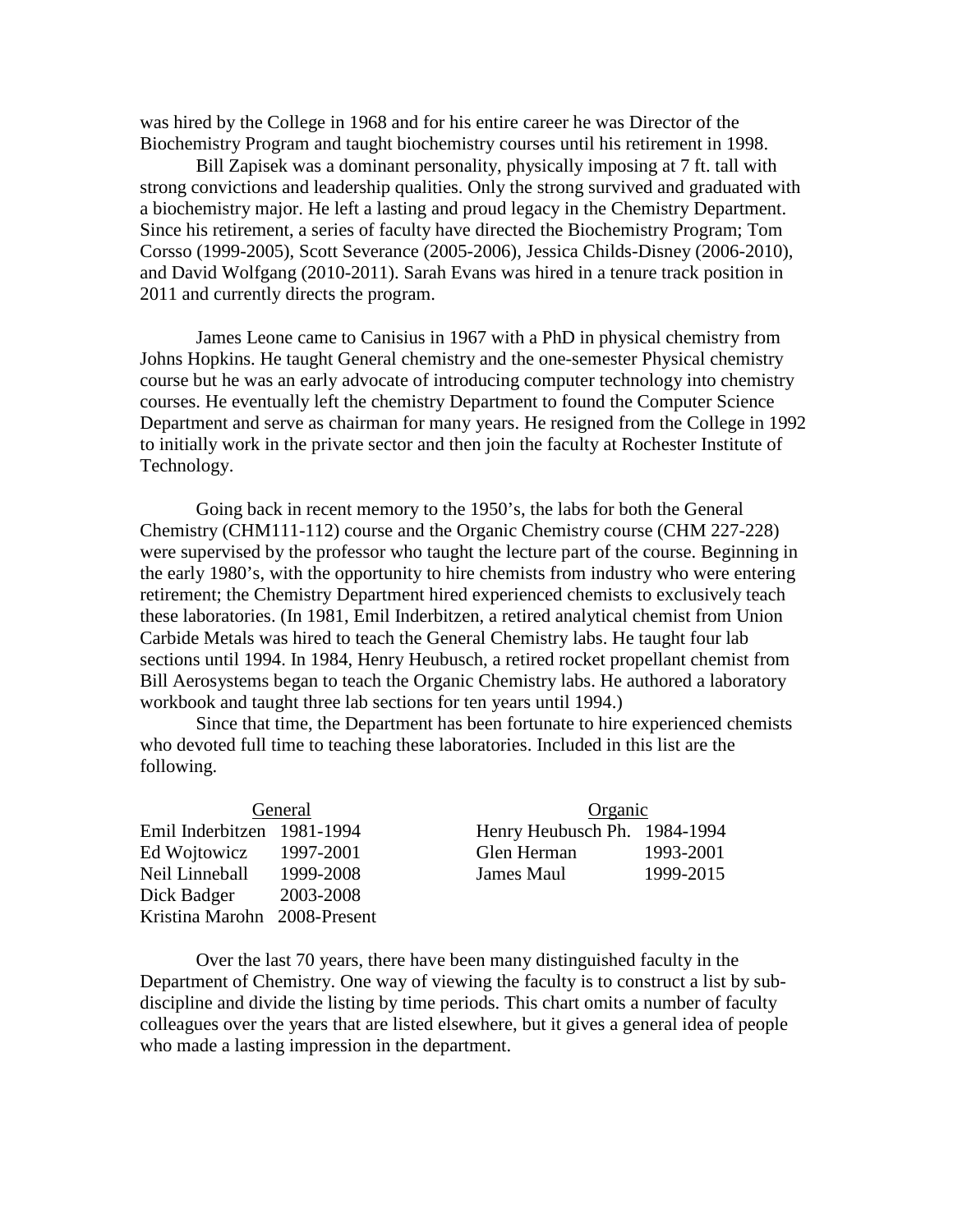was hired by the College in 1968 and for his entire career he was Director of the Biochemistry Program and taught biochemistry courses until his retirement in 1998.

Bill Zapisek was a dominant personality, physically imposing at 7 ft. tall with strong convictions and leadership qualities. Only the strong survived and graduated with a biochemistry major. He left a lasting and proud legacy in the Chemistry Department. Since his retirement, a series of faculty have directed the Biochemistry Program; Tom Corsso (1999-2005), Scott Severance (2005-2006), Jessica Childs-Disney (2006-2010), and David Wolfgang (2010-2011). Sarah Evans was hired in a tenure track position in 2011 and currently directs the program.

James Leone came to Canisius in 1967 with a PhD in physical chemistry from Johns Hopkins. He taught General chemistry and the one-semester Physical chemistry course but he was an early advocate of introducing computer technology into chemistry courses. He eventually left the chemistry Department to found the Computer Science Department and serve as chairman for many years. He resigned from the College in 1992 to initially work in the private sector and then join the faculty at Rochester Institute of Technology.

Going back in recent memory to the 1950's, the labs for both the General Chemistry (CHM111-112) course and the Organic Chemistry course (CHM 227-228) were supervised by the professor who taught the lecture part of the course. Beginning in the early 1980's, with the opportunity to hire chemists from industry who were entering retirement; the Chemistry Department hired experienced chemists to exclusively teach these laboratories. (In 1981, Emil Inderbitzen, a retired analytical chemist from Union Carbide Metals was hired to teach the General Chemistry labs. He taught four lab sections until 1994. In 1984, Henry Heubusch, a retired rocket propellant chemist from Bill Aerosystems began to teach the Organic Chemistry labs. He authored a laboratory workbook and taught three lab sections for ten years until 1994.)

Since that time, the Department has been fortunate to hire experienced chemists who devoted full time to teaching these laboratories. Included in this list are the following.

| General | | Organic | |
|---|---|---|---|
| Emil Inderbitzen | 1981-1994 | Henry Heubusch Ph. | 1984-1994 |
| Ed Wojtowicz | 1997-2001 | Glen Herman | 1993-2001 |
| Neil Linneball | 1999-2008 | James Maul | 1999-2015 |
| Dick Badger | 2003-2008 | | |
| Kristina Marohn | 2008-Present | | |

Over the last 70 years, there have been many distinguished faculty in the Department of Chemistry. One way of viewing the faculty is to construct a list by sub-discipline and divide the listing by time periods. This chart omits a number of faculty colleagues over the years that are listed elsewhere, but it gives a general idea of people who made a lasting impression in the department.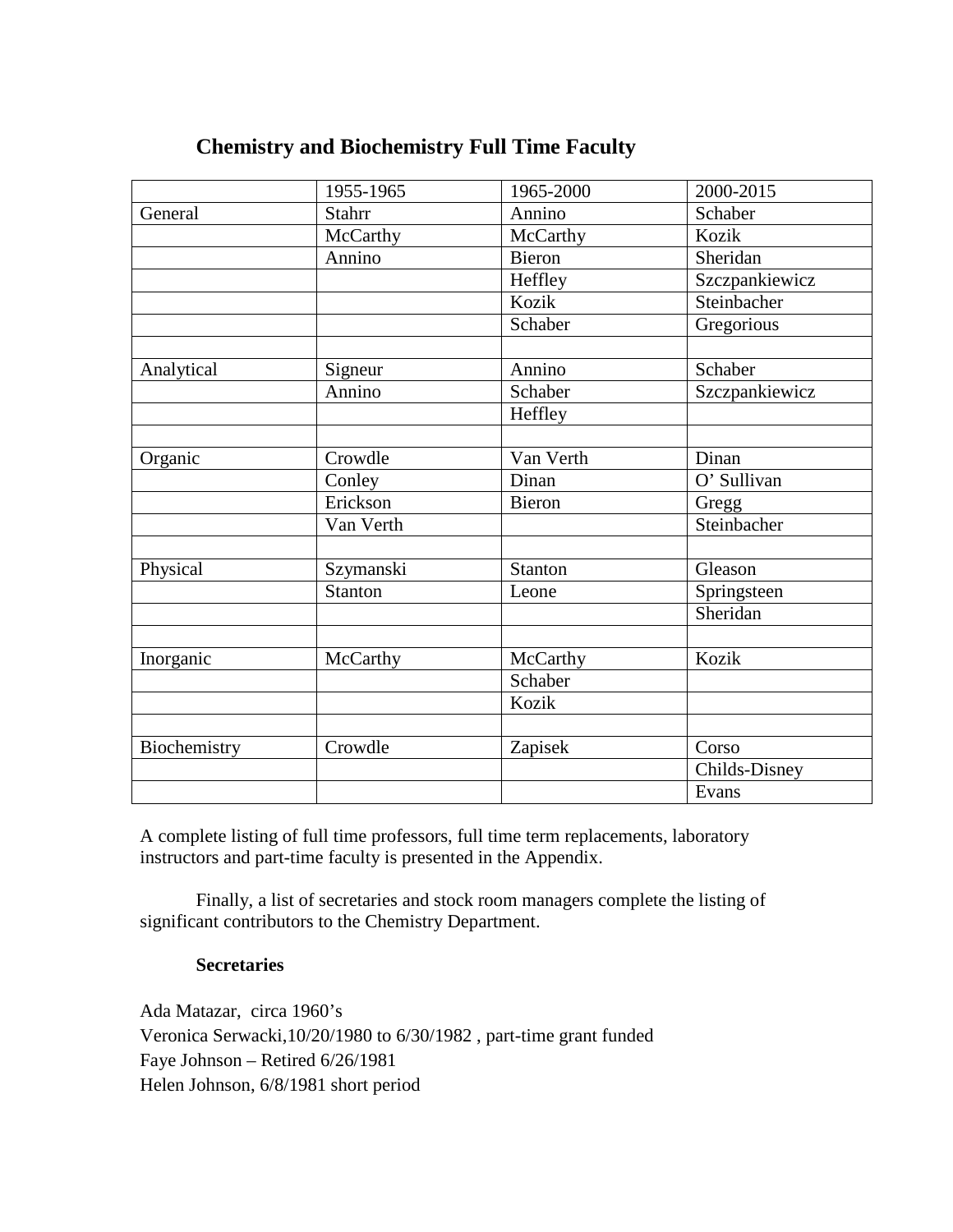## Chemistry and Biochemistry Full Time Faculty

| | 1955-1965 | 1965-2000 | 2000-2015 |
|---|---|---|---|
| General | Stahrr | Annino | Schaber |
| | McCarthy | McCarthy | Kozik |
| | Annino | Bieron | Sheridan |
| | | Heffley | Szczpankiewicz |
| | | Kozik | Steinbacher |
| | | Schaber | Gregorious |
| | | | |
| Analytical | Signeur | Annino | Schaber |
| | Annino | Schaber | Szczpankiewicz |
| | | Heffley | |
| | | | |
| Organic | Crowdle | Van Verth | Dinan |
| | Conley | Dinan | O' Sullivan |
| | Erickson | Bieron | Gregg |
| | Van Verth | | Steinbacher |
| | | | |
| Physical | Szymanski | Stanton | Gleason |
| | Stanton | Leone | Springsteen |
| | | | Sheridan |
| | | | |
| Inorganic | McCarthy | McCarthy | Kozik |
| | | Schaber | |
| | | Kozik | |
| | | | |
| Biochemistry | Crowdle | Zapisek | Corso |
| | | | Childs-Disney |
| | | | Evans |

A complete listing of full time professors, full time term replacements, laboratory instructors and part-time faculty is presented in the Appendix.

Finally, a list of secretaries and stock room managers complete the listing of significant contributors to the Chemistry Department.

**Secretaries**

Ada Matazar, circa 1960's
Veronica Serwacki,10/20/1980 to 6/30/1982 , part-time grant funded
Faye Johnson – Retired 6/26/1981
Helen Johnson, 6/8/1981 short period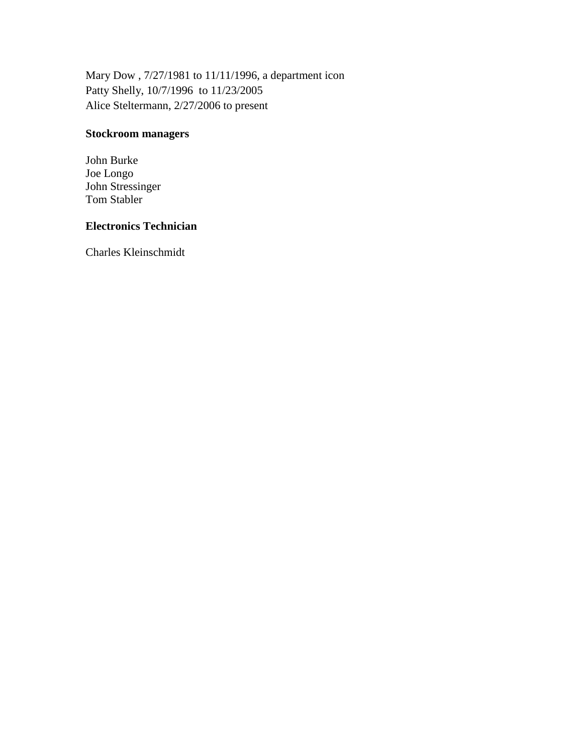Mary Dow , 7/27/1981 to 11/11/1996, a department icon
Patty Shelly, 10/7/1996 to 11/23/2005
Alice Steltermann, 2/27/2006 to present

### Stockroom managers

John Burke
Joe Longo
John Stressinger
Tom Stabler

### Electronics Technician

Charles Kleinschmidt